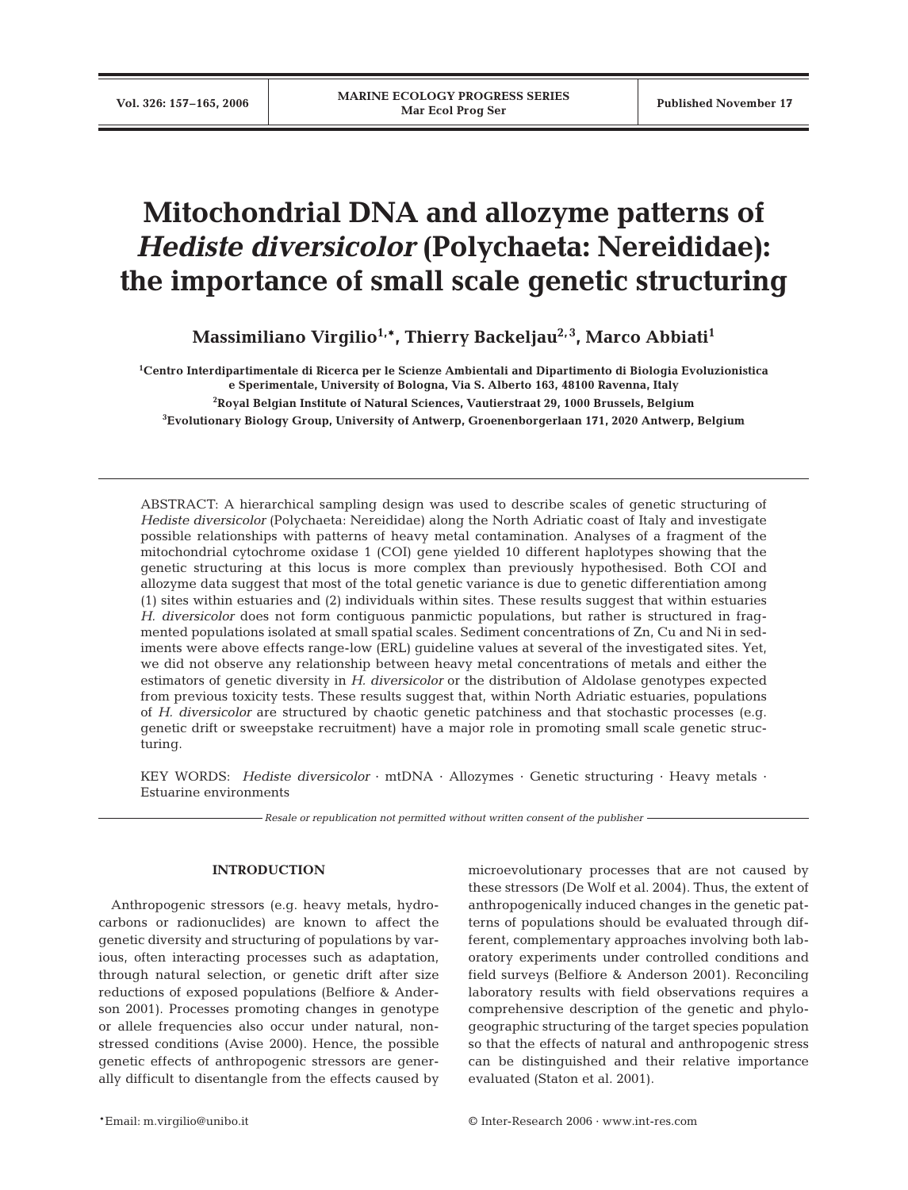# Mitochondrial DNA and allozyme patterns of *Hediste diversicolor* (Polychaeta: Nereididae): the importance of small scale genetic structuring

**Massimiliano Virgilio[1,*], Thierry Backeljau[2,3], Marco Abbiati[1]**

[1]Centro Interdipartimentale di Ricerca per le Scienze Ambientali and Dipartimento di Biologia Evoluzionistica e Sperimentale, University of Bologna, Via S. Alberto 163, 48100 Ravenna, Italy

[2]Royal Belgian Institute of Natural Sciences, Vautierstraat 29, 1000 Brussels, Belgium

[3]Evolutionary Biology Group, University of Antwerp, Groenenborgerlaan 171, 2020 Antwerp, Belgium

ABSTRACT: A hierarchical sampling design was used to describe scales of genetic structuring of *Hediste diversicolor* (Polychaeta: Nereididae) along the North Adriatic coast of Italy and investigate possible relationships with patterns of heavy metal contamination. Analyses of a fragment of the mitochondrial cytochrome oxidase 1 (COI) gene yielded 10 different haplotypes showing that the genetic structuring at this locus is more complex than previously hypothesised. Both COI and allozyme data suggest that most of the total genetic variance is due to genetic differentiation among (1) sites within estuaries and (2) individuals within sites. These results suggest that within estuaries *H. diversicolor* does not form contiguous panmictic populations, but rather is structured in fragmented populations isolated at small spatial scales. Sediment concentrations of Zn, Cu and Ni in sediments were above effects range-low (ERL) guideline values at several of the investigated sites. Yet, we did not observe any relationship between heavy metal concentrations of metals and either the estimators of genetic diversity in *H. diversicolor* or the distribution of Aldolase genotypes expected from previous toxicity tests. These results suggest that, within North Adriatic estuaries, populations of *H. diversicolor* are structured by chaotic genetic patchiness and that stochastic processes (e.g. genetic drift or sweepstake recruitment) have a major role in promoting small scale genetic structuring.

KEY WORDS: *Hediste diversicolor* · mtDNA · Allozymes · Genetic structuring · Heavy metals · Estuarine environments

*Resale or republication not permitted without written consent of the publisher*

## INTRODUCTION

Anthropogenic stressors (e.g. heavy metals, hydrocarbons or radionuclides) are known to affect the genetic diversity and structuring of populations by various, often interacting processes such as adaptation, through natural selection, or genetic drift after size reductions of exposed populations (Belfiore & Anderson 2001). Processes promoting changes in genotype or allele frequencies also occur under natural, non-stressed conditions (Avise 2000). Hence, the possible genetic effects of anthropogenic stressors are generally difficult to disentangle from the effects caused by microevolutionary processes that are not caused by these stressors (De Wolf et al. 2004). Thus, the extent of anthropogenically induced changes in the genetic patterns of populations should be evaluated through different, complementary approaches involving both laboratory experiments under controlled conditions and field surveys (Belfiore & Anderson 2001). Reconciling laboratory results with field observations requires a comprehensive description of the genetic and phylogeographic structuring of the target species population so that the effects of natural and anthropogenic stress can be distinguished and their relative importance evaluated (Staton et al. 2001).

*Email: m.virgilio@unibo.it

© Inter-Research 2006 · www.int-res.com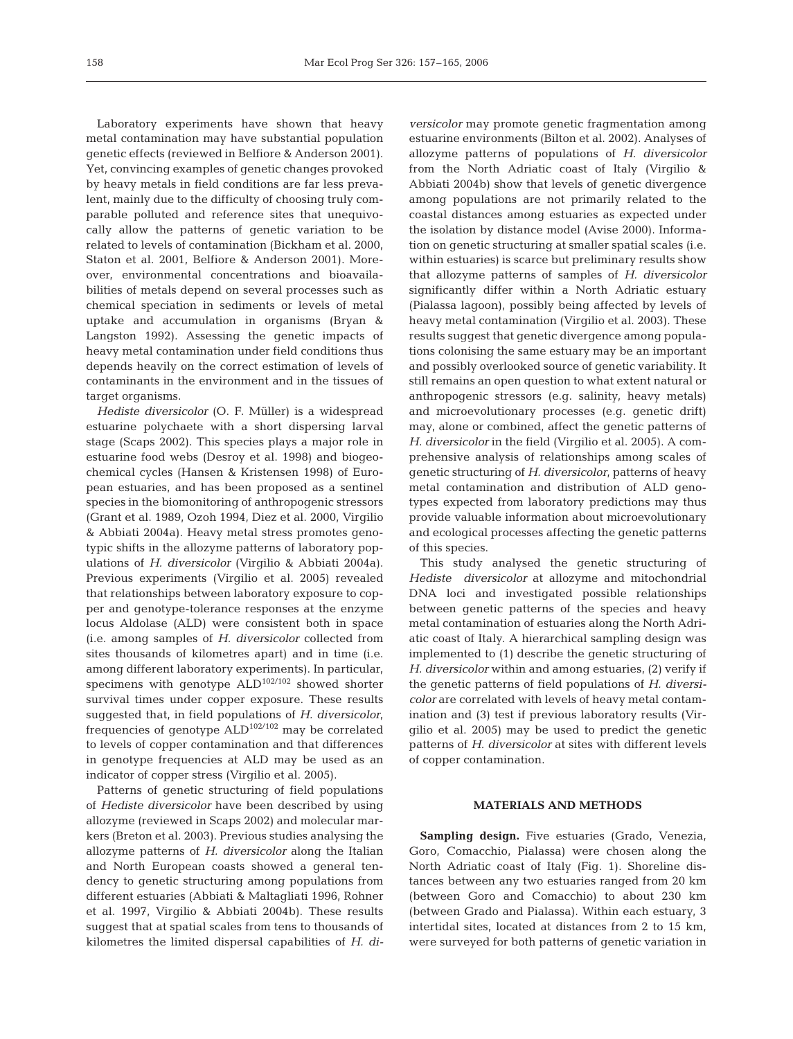Laboratory experiments have shown that heavy metal contamination may have substantial population genetic effects (reviewed in Belfiore & Anderson 2001). Yet, convincing examples of genetic changes provoked by heavy metals in field conditions are far less prevalent, mainly due to the difficulty of choosing truly comparable polluted and reference sites that unequivocally allow the patterns of genetic variation to be related to levels of contamination (Bickham et al. 2000, Staton et al. 2001, Belfiore & Anderson 2001). Moreover, environmental concentrations and bioavailabilities of metals depend on several processes such as chemical speciation in sediments or levels of metal uptake and accumulation in organisms (Bryan & Langston 1992). Assessing the genetic impacts of heavy metal contamination under field conditions thus depends heavily on the correct estimation of levels of contaminants in the environment and in the tissues of target organisms.

*Hediste diversicolor* (O. F. Müller) is a widespread estuarine polychaete with a short dispersing larval stage (Scaps 2002). This species plays a major role in estuarine food webs (Desroy et al. 1998) and biogeochemical cycles (Hansen & Kristensen 1998) of European estuaries, and has been proposed as a sentinel species in the biomonitoring of anthropogenic stressors (Grant et al. 1989, Ozoh 1994, Diez et al. 2000, Virgilio & Abbiati 2004a). Heavy metal stress promotes genotypic shifts in the allozyme patterns of laboratory populations of *H. diversicolor* (Virgilio & Abbiati 2004a). Previous experiments (Virgilio et al. 2005) revealed that relationships between laboratory exposure to copper and genotype-tolerance responses at the enzyme locus Aldolase (ALD) were consistent both in space (i.e. among samples of *H. diversicolor* collected from sites thousands of kilometres apart) and in time (i.e. among different laboratory experiments). In particular, specimens with genotype $ALD^{102/102}$ showed shorter survival times under copper exposure. These results suggested that, in field populations of *H. diversicolor*, frequencies of genotype $ALD^{102/102}$ may be correlated to levels of copper contamination and that differences in genotype frequencies at ALD may be used as an indicator of copper stress (Virgilio et al. 2005).

Patterns of genetic structuring of field populations of *Hediste diversicolor* have been described by using allozyme (reviewed in Scaps 2002) and molecular markers (Breton et al. 2003). Previous studies analysing the allozyme patterns of *H. diversicolor* along the Italian and North European coasts showed a general tendency to genetic structuring among populations from different estuaries (Abbiati & Maltagliati 1996, Rohner et al. 1997, Virgilio & Abbiati 2004b). These results suggest that at spatial scales from tens to thousands of kilometres the limited dispersal capabilities of *H. diversicolor* may promote genetic fragmentation among estuarine environments (Bilton et al. 2002). Analyses of allozyme patterns of populations of *H. diversicolor* from the North Adriatic coast of Italy (Virgilio & Abbiati 2004b) show that levels of genetic divergence among populations are not primarily related to the coastal distances among estuaries as expected under the isolation by distance model (Avise 2000). Information on genetic structuring at smaller spatial scales (i.e. within estuaries) is scarce but preliminary results show that allozyme patterns of samples of *H. diversicolor* significantly differ within a North Adriatic estuary (Pialassa lagoon), possibly being affected by levels of heavy metal contamination (Virgilio et al. 2003). These results suggest that genetic divergence among populations colonising the same estuary may be an important and possibly overlooked source of genetic variability. It still remains an open question to what extent natural or anthropogenic stressors (e.g. salinity, heavy metals) and microevolutionary processes (e.g. genetic drift) may, alone or combined, affect the genetic patterns of *H. diversicolor* in the field (Virgilio et al. 2005). A comprehensive analysis of relationships among scales of genetic structuring of *H. diversicolor*, patterns of heavy metal contamination and distribution of ALD genotypes expected from laboratory predictions may thus provide valuable information about microevolutionary and ecological processes affecting the genetic patterns of this species.

This study analysed the genetic structuring of *Hediste diversicolor* at allozyme and mitochondrial DNA loci and investigated possible relationships between genetic patterns of the species and heavy metal contamination of estuaries along the North Adriatic coast of Italy. A hierarchical sampling design was implemented to (1) describe the genetic structuring of *H. diversicolor* within and among estuaries, (2) verify if the genetic patterns of field populations of *H. diversicolor* are correlated with levels of heavy metal contamination and (3) test if previous laboratory results (Virgilio et al. 2005) may be used to predict the genetic patterns of *H. diversicolor* at sites with different levels of copper contamination.

## MATERIALS AND METHODS

**Sampling design.** Five estuaries (Grado, Venezia, Goro, Comacchio, Pialassa) were chosen along the North Adriatic coast of Italy (Fig. 1). Shoreline distances between any two estuaries ranged from 20 km (between Goro and Comacchio) to about 230 km (between Grado and Pialassa). Within each estuary, 3 intertidal sites, located at distances from 2 to 15 km, were surveyed for both patterns of genetic variation in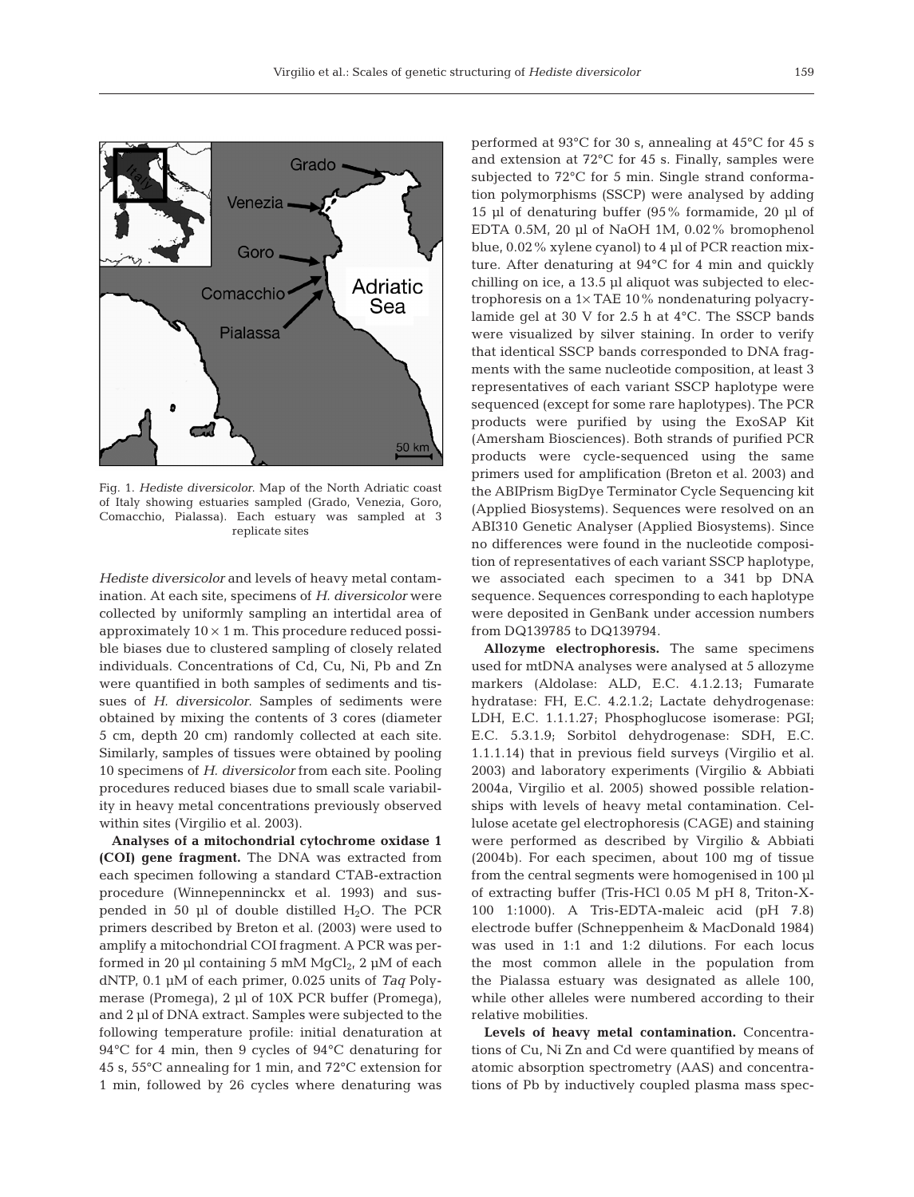Fig. 1. *Hediste diversicolor*. Map of the North Adriatic coast of Italy showing estuaries sampled (Grado, Venezia, Goro, Comacchio, Pialassa). Each estuary was sampled at 3 replicate sites

*Hediste diversicolor* and levels of heavy metal contamination. At each site, specimens of *H. diversicolor* were collected by uniformly sampling an intertidal area of approximately 10 × 1 m. This procedure reduced possible biases due to clustered sampling of closely related individuals. Concentrations of Cd, Cu, Ni, Pb and Zn were quantified in both samples of sediments and tissues of *H. diversicolor*. Samples of sediments were obtained by mixing the contents of 3 cores (diameter 5 cm, depth 20 cm) randomly collected at each site. Similarly, samples of tissues were obtained by pooling 10 specimens of *H. diversicolor* from each site. Pooling procedures reduced biases due to small scale variability in heavy metal concentrations previously observed within sites (Virgilio et al. 2003).

**Analyses of a mitochondrial cytochrome oxidase 1 (COI) gene fragment.** The DNA was extracted from each specimen following a standard CTAB-extraction procedure (Winnepenninckx et al. 1993) and suspended in 50 µl of double distilled $H_2O$. The PCR primers described by Breton et al. (2003) were used to amplify a mitochondrial COI fragment. A PCR was performed in 20 µl containing 5 mM $MgCl_2$, 2 µM of each dNTP, 0.1 µM of each primer, 0.025 units of *Taq* Polymerase (Promega), 2 µl of 10X PCR buffer (Promega), and 2 µl of DNA extract. Samples were subjected to the following temperature profile: initial denaturation at 94°C for 4 min, then 9 cycles of 94°C denaturing for 45 s, 55°C annealing for 1 min, and 72°C extension for 1 min, followed by 26 cycles where denaturing was performed at 93°C for 30 s, annealing at 45°C for 45 s and extension at 72°C for 45 s. Finally, samples were subjected to 72°C for 5 min. Single strand conformation polymorphisms (SSCP) were analysed by adding 15 µl of denaturing buffer (95% formamide, 20 µl of EDTA 0.5M, 20 µl of NaOH 1M, 0.02% bromophenol blue, 0.02% xylene cyanol) to 4 µl of PCR reaction mixture. After denaturing at 94°C for 4 min and quickly chilling on ice, a 13.5 µl aliquot was subjected to electrophoresis on a 1× TAE 10% nondenaturing polyacrylamide gel at 30 V for 2.5 h at 4°C. The SSCP bands were visualized by silver staining. In order to verify that identical SSCP bands corresponded to DNA fragments with the same nucleotide composition, at least 3 representatives of each variant SSCP haplotype were sequenced (except for some rare haplotypes). The PCR products were purified by using the ExoSAP Kit (Amersham Biosciences). Both strands of purified PCR products were cycle-sequenced using the same primers used for amplification (Breton et al. 2003) and the ABIPrism BigDye Terminator Cycle Sequencing kit (Applied Biosystems). Sequences were resolved on an ABI310 Genetic Analyser (Applied Biosystems). Since no differences were found in the nucleotide composition of representatives of each variant SSCP haplotype, we associated each specimen to a 341 bp DNA sequence. Sequences corresponding to each haplotype were deposited in GenBank under accession numbers from DQ139785 to DQ139794.

**Allozyme electrophoresis.** The same specimens used for mtDNA analyses were analysed at 5 allozyme markers (Aldolase: ALD, E.C. 4.1.2.13; Fumarate hydratase: FH, E.C. 4.2.1.2; Lactate dehydrogenase: LDH, E.C. 1.1.1.27; Phosphoglucose isomerase: PGI; E.C. 5.3.1.9; Sorbitol dehydrogenase: SDH, E.C. 1.1.1.14) that in previous field surveys (Virgilio et al. 2003) and laboratory experiments (Virgilio & Abbiati 2004a, Virgilio et al. 2005) showed possible relationships with levels of heavy metal contamination. Cellulose acetate gel electrophoresis (CAGE) and staining were performed as described by Virgilio & Abbiati (2004b). For each specimen, about 100 mg of tissue from the central segments were homogenised in 100 µl of extracting buffer (Tris-HCl 0.05 M pH 8, Triton-X-100 1:1000). A Tris-EDTA-maleic acid (pH 7.8) electrode buffer (Schneppenheim & MacDonald 1984) was used in 1:1 and 1:2 dilutions. For each locus the most common allele in the population from the Pialassa estuary was designated as allele 100, while other alleles were numbered according to their relative mobilities.

**Levels of heavy metal contamination.** Concentrations of Cu, Ni Zn and Cd were quantified by means of atomic absorption spectrometry (AAS) and concentrations of Pb by inductively coupled plasma mass spec-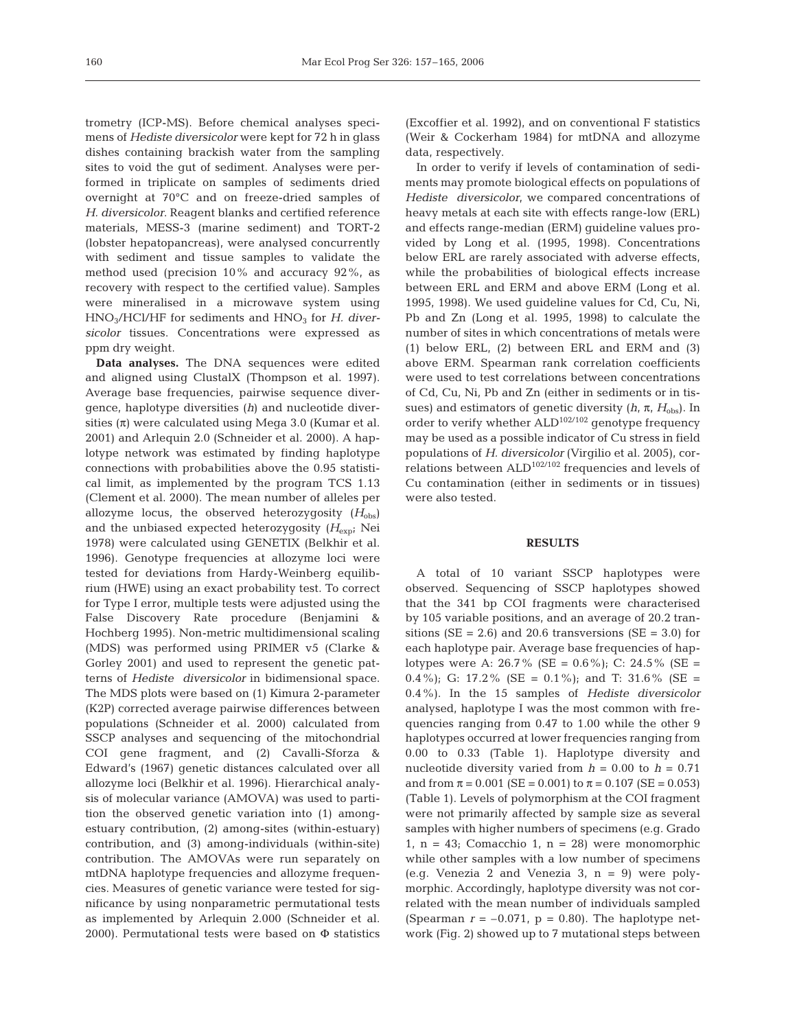trometry (ICP-MS). Before chemical analyses specimens of *Hediste diversicolor* were kept for 72 h in glass dishes containing brackish water from the sampling sites to void the gut of sediment. Analyses were performed in triplicate on samples of sediments dried overnight at 70°C and on freeze-dried samples of *H. diversicolor*. Reagent blanks and certified reference materials, MESS-3 (marine sediment) and TORT-2 (lobster hepatopancreas), were analysed concurrently with sediment and tissue samples to validate the method used (precision 10% and accuracy 92%, as recovery with respect to the certified value). Samples were mineralised in a microwave system using $HNO_3$/HCl/HF for sediments and $HNO_3$ for *H. diversicolor* tissues. Concentrations were expressed as ppm dry weight.

**Data analyses.** The DNA sequences were edited and aligned using ClustalX (Thompson et al. 1997). Average base frequencies, pairwise sequence divergence, haplotype diversities ($h$) and nucleotide diversities ($\pi$) were calculated using Mega 3.0 (Kumar et al. 2001) and Arlequin 2.0 (Schneider et al. 2000). A haplotype network was estimated by finding haplotype connections with probabilities above the 0.95 statistical limit, as implemented by the program TCS 1.13 (Clement et al. 2000). The mean number of alleles per allozyme locus, the observed heterozygosity ($H_{obs}$) and the unbiased expected heterozygosity ($H_{exp}$; Nei 1978) were calculated using GENETIX (Belkhir et al. 1996). Genotype frequencies at allozyme loci were tested for deviations from Hardy-Weinberg equilibrium (HWE) using an exact probability test. To correct for Type I error, multiple tests were adjusted using the False Discovery Rate procedure (Benjamini & Hochberg 1995). Non-metric multidimensional scaling (MDS) was performed using PRIMER v5 (Clarke & Gorley 2001) and used to represent the genetic patterns of *Hediste diversicolor* in bidimensional space. The MDS plots were based on (1) Kimura 2-parameter (K2P) corrected average pairwise differences between populations (Schneider et al. 2000) calculated from SSCP analyses and sequencing of the mitochondrial COI gene fragment, and (2) Cavalli-Sforza & Edward's (1967) genetic distances calculated over all allozyme loci (Belkhir et al. 1996). Hierarchical analysis of molecular variance (AMOVA) was used to partition the observed genetic variation into (1) among-estuary contribution, (2) among-sites (within-estuary) contribution, and (3) among-individuals (within-site) contribution. The AMOVAs were run separately on mtDNA haplotype frequencies and allozyme frequencies. Measures of genetic variance were tested for significance by using nonparametric permutational tests as implemented by Arlequin 2.000 (Schneider et al. 2000). Permutational tests were based on $\Phi$ statistics (Excoffier et al. 1992), and on conventional F statistics (Weir & Cockerham 1984) for mtDNA and allozyme data, respectively.

In order to verify if levels of contamination of sediments may promote biological effects on populations of *Hediste diversicolor*, we compared concentrations of heavy metals at each site with effects range-low (ERL) and effects range-median (ERM) guideline values provided by Long et al. (1995, 1998). Concentrations below ERL are rarely associated with adverse effects, while the probabilities of biological effects increase between ERL and ERM and above ERM (Long et al. 1995, 1998). We used guideline values for Cd, Cu, Ni, Pb and Zn (Long et al. 1995, 1998) to calculate the number of sites in which concentrations of metals were (1) below ERL, (2) between ERL and ERM and (3) above ERM. Spearman rank correlation coefficients were used to test correlations between concentrations of Cd, Cu, Ni, Pb and Zn (either in sediments or in tissues) and estimators of genetic diversity ($h$, $\pi$, $H_{obs}$). In order to verify whether $ALD^{102/102}$ genotype frequency may be used as a possible indicator of Cu stress in field populations of *H. diversicolor* (Virgilio et al. 2005), correlations between $ALD^{102/102}$ frequencies and levels of Cu contamination (either in sediments or in tissues) were also tested.

## RESULTS

A total of 10 variant SSCP haplotypes were observed. Sequencing of SSCP haplotypes showed that the 341 bp COI fragments were characterised by 105 variable positions, and an average of 20.2 transitions (SE = 2.6) and 20.6 transversions (SE = 3.0) for each haplotype pair. Average base frequencies of haplotypes were A: 26.7% (SE = 0.6%); C: 24.5% (SE = 0.4%); G: 17.2% (SE = 0.1%); and T: 31.6% (SE = 0.4%). In the 15 samples of *Hediste diversicolor* analysed, haplotype I was the most common with frequencies ranging from 0.47 to 1.00 while the other 9 haplotypes occurred at lower frequencies ranging from 0.00 to 0.33 (Table 1). Haplotype diversity and nucleotide diversity varied from $h = 0.00$ to $h = 0.71$ and from $\pi = 0.001$ (SE = 0.001) to $\pi = 0.107$ (SE = 0.053) (Table 1). Levels of polymorphism at the COI fragment were not primarily affected by sample size as several samples with higher numbers of specimens (e.g. Grado 1, n = 43; Comacchio 1, n = 28) were monomorphic while other samples with a low number of specimens (e.g. Venezia 2 and Venezia 3, n = 9) were polymorphic. Accordingly, haplotype diversity was not correlated with the mean number of individuals sampled (Spearman $r = -0.071$, $p = 0.80$). The haplotype network (Fig. 2) showed up to 7 mutational steps between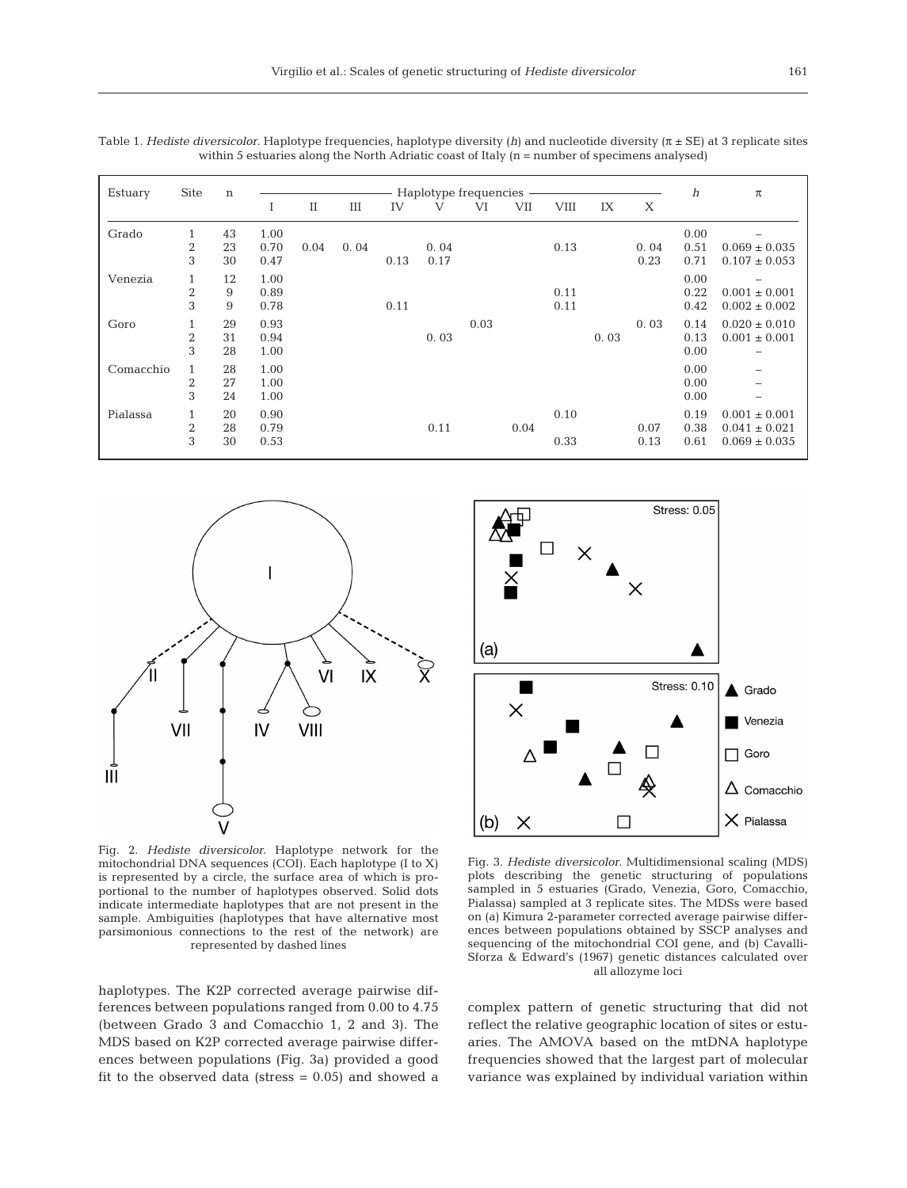Table 1. *Hediste diversicolor*. Haplotype frequencies, haplotype diversity (*h*) and nucleotide diversity (π ± SE) at 3 replicate sites within 5 estuaries along the North Adriatic coast of Italy (n = number of specimens analysed)

| Estuary | Site | n | Haplotype frequencies | | | | | | | | | | *h* | π |
|---|---|---|---|---|---|---|---|---|---|---|---|---|---|---|
| | | | I | II | III | IV | V | VI | VII | VIII | IX | X | | |
| Grado | 1 | 43 | 1.00 | | | | | | | | | | 0.00 | – |
| | 2 | 23 | 0.70 | 0.04 | 0.04 | | 0.04 | | | 0.13 | | 0.04 | 0.51 | 0.069 ± 0.035 |
| | 3 | 30 | 0.47 | | | 0.13 | 0.17 | | | | | 0.23 | 0.71 | 0.107 ± 0.053 |
| Venezia | 1 | 12 | 1.00 | | | | | | | | | | 0.00 | – |
| | 2 | 9 | 0.89 | | | | | | | 0.11 | | | 0.22 | 0.001 ± 0.001 |
| | 3 | 9 | 0.78 | | | 0.11 | | | | 0.11 | | | 0.42 | 0.002 ± 0.002 |
| Goro | 1 | 29 | 0.93 | | | | | 0.03 | | | | 0.03 | 0.14 | 0.020 ± 0.010 |
| | 2 | 31 | 0.94 | | | | 0.03 | | | | 0.03 | | 0.13 | 0.001 ± 0.001 |
| | 3 | 28 | 1.00 | | | | | | | | | | 0.00 | – |
| Comacchio | 1 | 28 | 1.00 | | | | | | | | | | 0.00 | – |
| | 2 | 27 | 1.00 | | | | | | | | | | 0.00 | – |
| | 3 | 24 | 1.00 | | | | | | | | | | 0.00 | – |
| Pialassa | 1 | 20 | 0.90 | | | | | | | 0.10 | | | 0.19 | 0.001 ± 0.001 |
| | 2 | 28 | 0.79 | | | | 0.11 | | 0.04 | | | 0.07 | 0.38 | 0.041 ± 0.021 |
| | 3 | 30 | 0.53 | | | | | | | 0.33 | | 0.13 | 0.61 | 0.069 ± 0.035 |

Fig. 2. *Hediste diversicolor*. Haplotype network for the mitochondrial DNA sequences (COI). Each haplotype (I to X) is represented by a circle, the surface area of which is proportional to the number of haplotypes observed. Solid dots indicate intermediate haplotypes that are not present in the sample. Ambiguities (haplotypes that have alternative most parsimonious connections to the rest of the network) are represented by dashed lines

Fig. 3. *Hediste diversicolor*. Multidimensional scaling (MDS) plots describing the genetic structuring of populations sampled in 5 estuaries (Grado, Venezia, Goro, Comacchio, Pialassa) sampled at 3 replicate sites. The MDSs were based on (a) Kimura 2-parameter corrected average pairwise differences between populations obtained by SSCP analyses and sequencing of the mitochondrial COI gene, and (b) Cavalli-Sforza & Edward's (1967) genetic distances calculated over all allozyme loci

haplotypes. The K2P corrected average pairwise differences between populations ranged from 0.00 to 4.75 (between Grado 3 and Comacchio 1, 2 and 3). The MDS based on K2P corrected average pairwise differences between populations (Fig. 3a) provided a good fit to the observed data (stress = 0.05) and showed a complex pattern of genetic structuring that did not reflect the relative geographic location of sites or estuaries. The AMOVA based on the mtDNA haplotype frequencies showed that the largest part of molecular variance was explained by individual variation within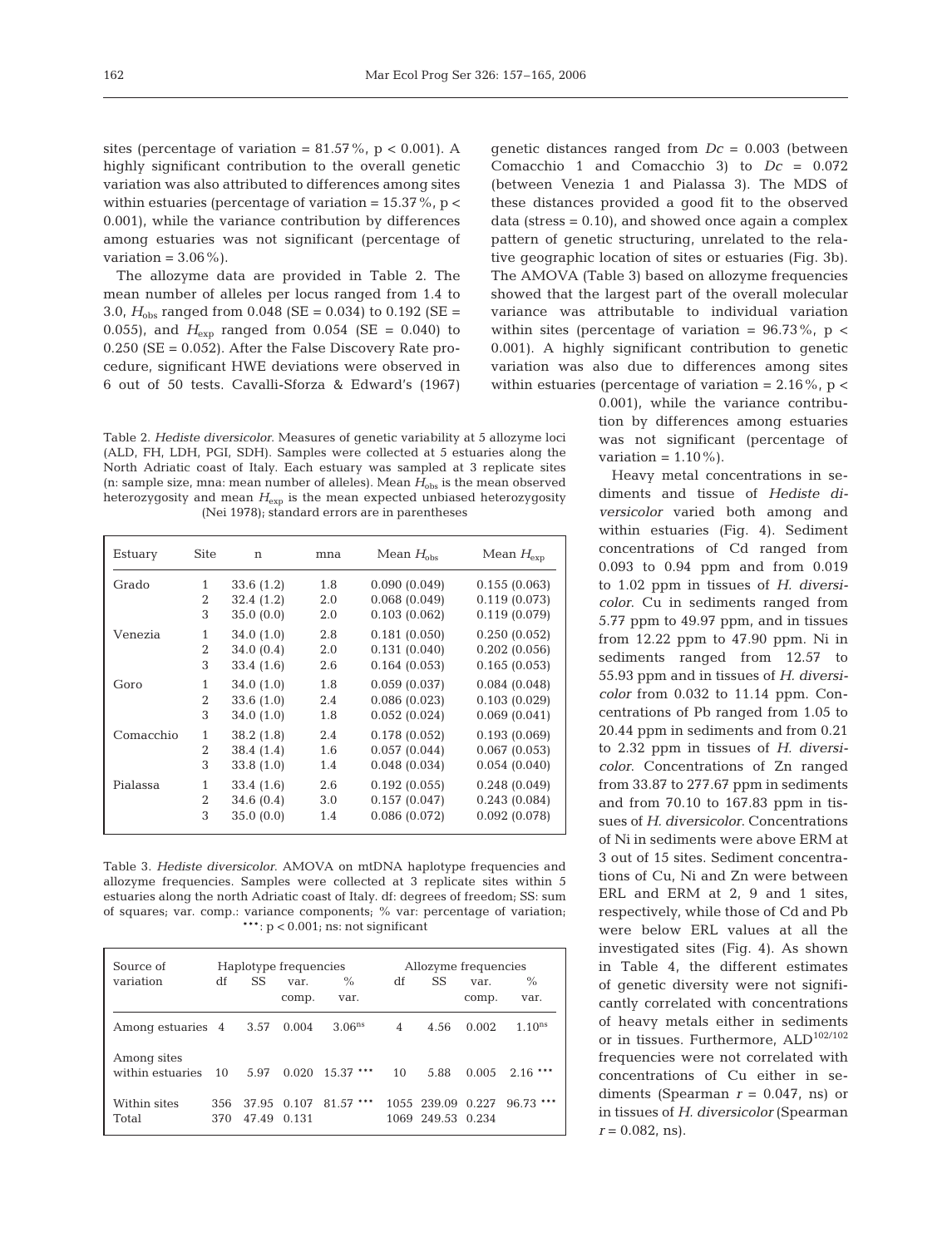sites (percentage of variation = 81.57%, $p < 0.001$). A highly significant contribution to the overall genetic variation was also attributed to differences among sites within estuaries (percentage of variation = 15.37%, $p < 0.001$), while the variance contribution by differences among estuaries was not significant (percentage of variation = 3.06%).

The allozyme data are provided in Table 2. The mean number of alleles per locus ranged from 1.4 to 3.0, $H_{obs}$ ranged from 0.048 (SE = 0.034) to 0.192 (SE = 0.055), and $H_{exp}$ ranged from 0.054 (SE = 0.040) to 0.250 (SE = 0.052). After the False Discovery Rate procedure, significant HWE deviations were observed in 6 out of 50 tests. Cavalli-Sforza & Edward's (1967) genetic distances ranged from $Dc = 0.003$ (between Comacchio 1 and Comacchio 3) to $Dc = 0.072$ (between Venezia 1 and Pialassa 3). The MDS of these distances provided a good fit to the observed data (stress = 0.10), and showed once again a complex pattern of genetic structuring, unrelated to the relative geographic location of sites or estuaries (Fig. 3b). The AMOVA (Table 3) based on allozyme frequencies showed that the largest part of the overall molecular variance was attributable to individual variation within sites (percentage of variation = 96.73%, $p < 0.001$). A highly significant contribution to genetic variation was also due to differences among sites within estuaries (percentage of variation = 2.16%, $p < 0.001$), while the variance contribution by differences among estuaries was not significant (percentage of variation = 1.10%).

Table 2. *Hediste diversicolor*. Measures of genetic variability at 5 allozyme loci (ALD, FH, LDH, PGI, SDH). Samples were collected at 5 estuaries along the North Adriatic coast of Italy. Each estuary was sampled at 3 replicate sites (n: sample size, mna: mean number of alleles). Mean $H_{obs}$ is the mean observed heterozygosity and mean $H_{exp}$ is the mean expected unbiased heterozygosity (Nei 1978); standard errors are in parentheses

| Estuary | Site | n | mna | Mean $H_{obs}$ | Mean $H_{exp}$ |
|---|---|---|---|---|---|
| Grado | 1 | 33.6 (1.2) | 1.8 | 0.090 (0.049) | 0.155 (0.063) |
| | 2 | 32.4 (1.2) | 2.0 | 0.068 (0.049) | 0.119 (0.073) |
| | 3 | 35.0 (0.0) | 2.0 | 0.103 (0.062) | 0.119 (0.079) |
| Venezia | 1 | 34.0 (1.0) | 2.8 | 0.181 (0.050) | 0.250 (0.052) |
| | 2 | 34.0 (0.4) | 2.0 | 0.131 (0.040) | 0.202 (0.056) |
| | 3 | 33.4 (1.6) | 2.6 | 0.164 (0.053) | 0.165 (0.053) |
| Goro | 1 | 34.0 (1.0) | 1.8 | 0.059 (0.037) | 0.084 (0.048) |
| | 2 | 33.6 (1.0) | 2.4 | 0.086 (0.023) | 0.103 (0.029) |
| | 3 | 34.0 (1.0) | 1.8 | 0.052 (0.024) | 0.069 (0.041) |
| Comacchio | 1 | 38.2 (1.8) | 2.4 | 0.178 (0.052) | 0.193 (0.069) |
| | 2 | 38.4 (1.4) | 1.6 | 0.057 (0.044) | 0.067 (0.053) |
| | 3 | 33.8 (1.0) | 1.4 | 0.048 (0.034) | 0.054 (0.040) |
| Pialassa | 1 | 33.4 (1.6) | 2.6 | 0.192 (0.055) | 0.248 (0.049) |
| | 2 | 34.6 (0.4) | 3.0 | 0.157 (0.047) | 0.243 (0.084) |
| | 3 | 35.0 (0.0) | 1.4 | 0.086 (0.072) | 0.092 (0.078) |

Table 3. *Hediste diversicolor*. AMOVA on mtDNA haplotype frequencies and allozyme frequencies. Samples were collected at 3 replicate sites within 5 estuaries along the north Adriatic coast of Italy. df: degrees of freedom; SS: sum of squares; var. comp.: variance components; % var: percentage of variation; ***: $p < 0.001$; ns: not significant

| Source of variation | Haplotype frequencies df | SS | var. comp. | % var. | Allozyme frequencies df | SS | var. comp. | % var. |
|---|---|---|---|---|---|---|---|---|
| Among estuaries | 4 | 3.57 | 0.004 | 3.06$^{ns}$ | 4 | 4.56 | 0.002 | 1.10$^{ns}$ |
| Among sites within estuaries | 10 | 5.97 | 0.020 | 15.37 *** | 10 | 5.88 | 0.005 | 2.16 *** |
| Within sites | 356 | 37.95 | 0.107 | 81.57 *** | 1055 | 239.09 | 0.227 | 96.73 *** |
| Total | 370 | 47.49 | 0.131 | | 1069 | 249.53 | 0.234 | |

Heavy metal concentrations in sediments and tissue of *Hediste diversicolor* varied both among and within estuaries (Fig. 4). Sediment concentrations of Cd ranged from 0.093 to 0.94 ppm and from 0.019 to 1.02 ppm in tissues of *H. diversicolor*. Cu in sediments ranged from 5.77 ppm to 49.97 ppm, and in tissues from 12.22 ppm to 47.90 ppm. Ni in sediments ranged from 12.57 to 55.93 ppm and in tissues of *H. diversicolor* from 0.032 to 11.14 ppm. Concentrations of Pb ranged from 1.05 to 20.44 ppm in sediments and from 0.21 to 2.32 ppm in tissues of *H. diversicolor*. Concentrations of Zn ranged from 33.87 to 277.67 ppm in sediments and from 70.10 to 167.83 ppm in tissues of *H. diversicolor*. Concentrations of Ni in sediments were above ERM at 3 out of 15 sites. Sediment concentrations of Cu, Ni and Zn were between ERL and ERM at 2, 9 and 1 sites, respectively, while those of Cd and Pb were below ERL values at all the investigated sites (Fig. 4). As shown in Table 4, the different estimates of genetic diversity were not significantly correlated with concentrations of heavy metals either in sediments or in tissues. Furthermore, $ALD^{102/102}$ frequencies were not correlated with concentrations of Cu either in sediments (Spearman $r = 0.047$, ns) or in tissues of *H. diversicolor* (Spearman $r = 0.082$, ns).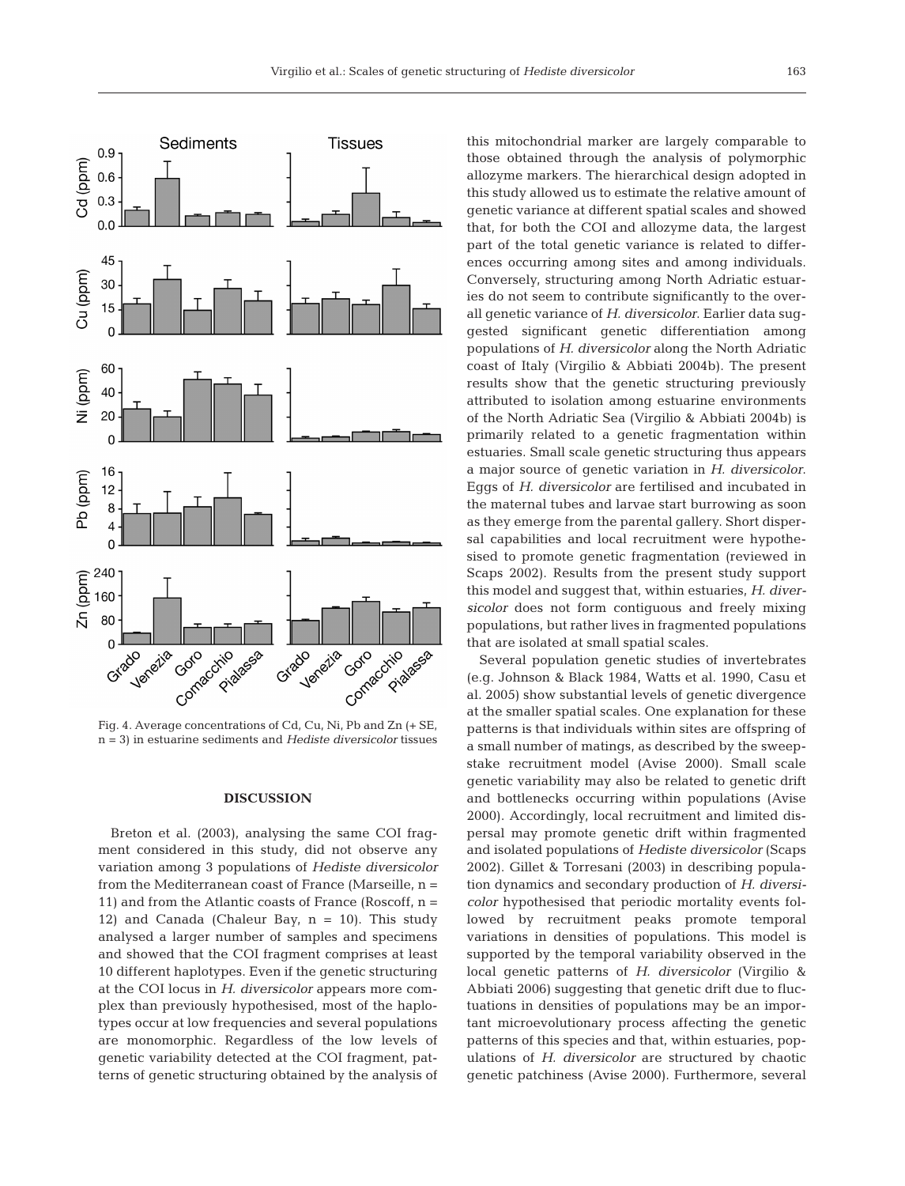Fig. 4. Average concentrations of Cd, Cu, Ni, Pb and Zn (+ SE, n = 3) in estuarine sediments and *Hediste diversicolor* tissues

## DISCUSSION

Breton et al. (2003), analysing the same COI fragment considered in this study, did not observe any variation among 3 populations of *Hediste diversicolor* from the Mediterranean coast of France (Marseille, n = 11) and from the Atlantic coasts of France (Roscoff, n = 12) and Canada (Chaleur Bay, n = 10). This study analysed a larger number of samples and specimens and showed that the COI fragment comprises at least 10 different haplotypes. Even if the genetic structuring at the COI locus in *H. diversicolor* appears more complex than previously hypothesised, most of the haplotypes occur at low frequencies and several populations are monomorphic. Regardless of the low levels of genetic variability detected at the COI fragment, patterns of genetic structuring obtained by the analysis of this mitochondrial marker are largely comparable to those obtained through the analysis of polymorphic allozyme markers. The hierarchical design adopted in this study allowed us to estimate the relative amount of genetic variance at different spatial scales and showed that, for both the COI and allozyme data, the largest part of the total genetic variance is related to differences occurring among sites and among individuals. Conversely, structuring among North Adriatic estuaries do not seem to contribute significantly to the overall genetic variance of *H. diversicolor*. Earlier data suggested significant genetic differentiation among populations of *H. diversicolor* along the North Adriatic coast of Italy (Virgilio & Abbiati 2004b). The present results show that the genetic structuring previously attributed to isolation among estuarine environments of the North Adriatic Sea (Virgilio & Abbiati 2004b) is primarily related to a genetic fragmentation within estuaries. Small scale genetic structuring thus appears a major source of genetic variation in *H. diversicolor*. Eggs of *H. diversicolor* are fertilised and incubated in the maternal tubes and larvae start burrowing as soon as they emerge from the parental gallery. Short dispersal capabilities and local recruitment were hypothesised to promote genetic fragmentation (reviewed in Scaps 2002). Results from the present study support this model and suggest that, within estuaries, *H. diversicolor* does not form contiguous and freely mixing populations, but rather lives in fragmented populations that are isolated at small spatial scales.

Several population genetic studies of invertebrates (e.g. Johnson & Black 1984, Watts et al. 1990, Casu et al. 2005) show substantial levels of genetic divergence at the smaller spatial scales. One explanation for these patterns is that individuals within sites are offspring of a small number of matings, as described by the sweepstake recruitment model (Avise 2000). Small scale genetic variability may also be related to genetic drift and bottlenecks occurring within populations (Avise 2000). Accordingly, local recruitment and limited dispersal may promote genetic drift within fragmented and isolated populations of *Hediste diversicolor* (Scaps 2002). Gillet & Torresani (2003) in describing population dynamics and secondary production of *H. diversicolor* hypothesised that periodic mortality events followed by recruitment peaks promote temporal variations in densities of populations. This model is supported by the temporal variability observed in the local genetic patterns of *H. diversicolor* (Virgilio & Abbiati 2006) suggesting that genetic drift due to fluctuations in densities of populations may be an important microevolutionary process affecting the genetic patterns of this species and that, within estuaries, populations of *H. diversicolor* are structured by chaotic genetic patchiness (Avise 2000). Furthermore, several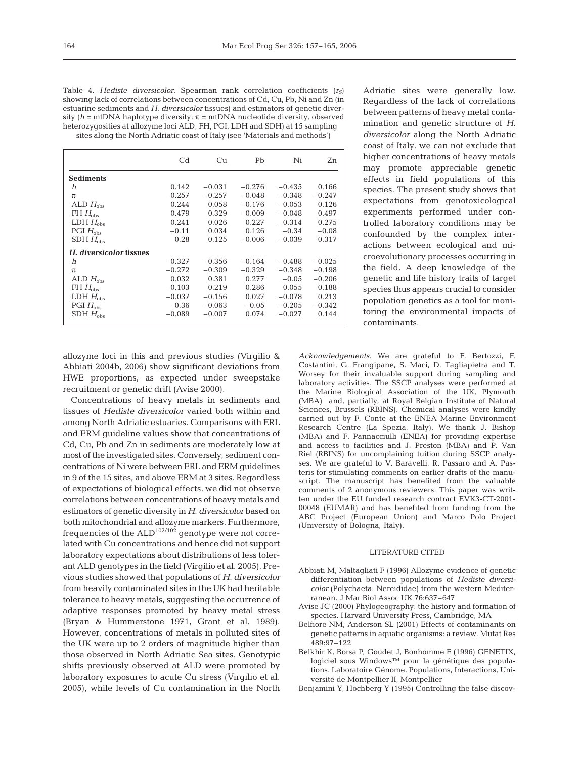Table 4. *Hediste diversicolor*. Spearman rank correlation coefficients ($r_S$) showing lack of correlations between concentrations of Cd, Cu, Pb, Ni and Zn (in estuarine sediments and *H. diversicolor* tissues) and estimators of genetic diversity ($h$ = mtDNA haplotype diversity; $\pi$ = mtDNA nucleotide diversity, observed heterozygosities at allozyme loci ALD, FH, PGI, LDH and SDH) at 15 sampling sites along the North Adriatic coast of Italy (see 'Materials and methods')

| | Cd | Cu | Pb | Ni | Zn |
|---|---|---|---|---|---|
| **Sediments** | | | | | |
| $h$ | 0.142 | −0.031 | −0.276 | −0.435 | 0.166 |
| $\pi$ | −0.257 | −0.257 | −0.048 | −0.348 | −0.247 |
| ALD $H_{obs}$ | 0.244 | 0.058 | −0.176 | −0.053 | 0.126 |
| FH $H_{obs}$ | 0.479 | 0.329 | −0.009 | −0.048 | 0.497 |
| LDH $H_{obs}$ | 0.241 | 0.026 | 0.227 | −0.314 | 0.275 |
| PGI $H_{obs}$ | −0.11 | 0.034 | 0.126 | −0.34 | −0.08 |
| SDH $H_{obs}$ | 0.28 | 0.125 | −0.006 | −0.039 | 0.317 |
| ***H. diversicolor* tissues** | | | | | |
| $h$ | −0.327 | −0.356 | −0.164 | −0.488 | −0.025 |
| $\pi$ | −0.272 | −0.309 | −0.329 | −0.348 | −0.198 |
| ALD $H_{obs}$ | 0.032 | 0.381 | 0.277 | −0.05 | −0.206 |
| FH $H_{obs}$ | −0.103 | 0.219 | 0.286 | 0.055 | 0.188 |
| LDH $H_{obs}$ | −0.037 | −0.156 | 0.027 | −0.078 | 0.213 |
| PGI $H_{obs}$ | −0.36 | −0.063 | −0.05 | −0.205 | −0.342 |
| SDH $H_{obs}$ | −0.089 | −0.007 | 0.074 | −0.027 | 0.144 |

allozyme loci in this and previous studies (Virgilio & Abbiati 2004b, 2006) show significant deviations from HWE proportions, as expected under sweepstake recruitment or genetic drift (Avise 2000).

Concentrations of heavy metals in sediments and tissues of *Hediste diversicolor* varied both within and among North Adriatic estuaries. Comparisons with ERL and ERM guideline values show that concentrations of Cd, Cu, Pb and Zn in sediments are moderately low at most of the investigated sites. Conversely, sediment concentrations of Ni were between ERL and ERM guidelines in 9 of the 15 sites, and above ERM at 3 sites. Regardless of expectations of biological effects, we did not observe correlations between concentrations of heavy metals and estimators of genetic diversity in *H. diversicolor* based on both mitochondrial and allozyme markers. Furthermore, frequencies of the $ALD^{102/102}$ genotype were not correlated with Cu concentrations and hence did not support laboratory expectations about distributions of less tolerant ALD genotypes in the field (Virgilio et al. 2005). Previous studies showed that populations of *H. diversicolor* from heavily contaminated sites in the UK had heritable tolerance to heavy metals, suggesting the occurrence of adaptive responses promoted by heavy metal stress (Bryan & Hummerstone 1971, Grant et al. 1989). However, concentrations of metals in polluted sites of the UK were up to 2 orders of magnitude higher than those observed in North Adriatic Sea sites. Genotypic shifts previously observed at ALD were promoted by laboratory exposures to acute Cu stress (Virgilio et al. 2005), while levels of Cu contamination in the North Adriatic sites were generally low. Regardless of the lack of correlations between patterns of heavy metal contamination and genetic structure of *H. diversicolor* along the North Adriatic coast of Italy, we can not exclude that higher concentrations of heavy metals may promote appreciable genetic effects in field populations of this species. The present study shows that expectations from genotoxicological experiments performed under controlled laboratory conditions may be confounded by the complex interactions between ecological and microevolutionary processes occurring in the field. A deep knowledge of the genetic and life history traits of target species thus appears crucial to consider population genetics as a tool for monitoring the environmental impacts of contaminants.

*Acknowledgements*. We are grateful to F. Bertozzi, F. Costantini, G. Frangipane, S. Maci, D. Tagliapietra and T. Worsey for their invaluable support during sampling and laboratory activities. The SSCP analyses were performed at the Marine Biological Association of the UK, Plymouth (MBA) and, partially, at Royal Belgian Institute of Natural Sciences, Brussels (RBINS). Chemical analyses were kindly carried out by F. Conte at the ENEA Marine Environment Research Centre (La Spezia, Italy). We thank J. Bishop (MBA) and F. Pannacciulli (ENEA) for providing expertise and access to facilities and J. Preston (MBA) and P. Van Riel (RBINS) for uncomplaining tuition during SSCP analyses. We are grateful to V. Baravelli, R. Passaro and A. Pasteris for stimulating comments on earlier drafts of the manuscript. The manuscript has benefited from the valuable comments of 2 anonymous reviewers. This paper was written under the EU funded research contract EVK3-CT-2001-00048 (EUMAR) and has benefited from funding from the ABC Project (European Union) and Marco Polo Project (University of Bologna, Italy).

## LITERATURE CITED

- Abbiati M, Maltagliati F (1996) Allozyme evidence of genetic differentiation between populations of *Hediste diversicolor* (Polychaeta: Nereididae) from the western Mediterranean. J Mar Biol Assoc UK 76:637–647
- Avise JC (2000) Phylogeography: the history and formation of species. Harvard University Press, Cambridge, MA
- Belfiore NM, Anderson SL (2001) Effects of contaminants on genetic patterns in aquatic organisms: a review. Mutat Res 489:97–122
- Belkhir K, Borsa P, Goudet J, Bonhomme F (1996) GENETIX, logiciel sous Windows™ pour la génétique des populations. Laboratoire Génome, Populations, Interactions, Université de Montpellier II, Montpellier
- Benjamini Y, Hochberg Y (1995) Controlling the false discov-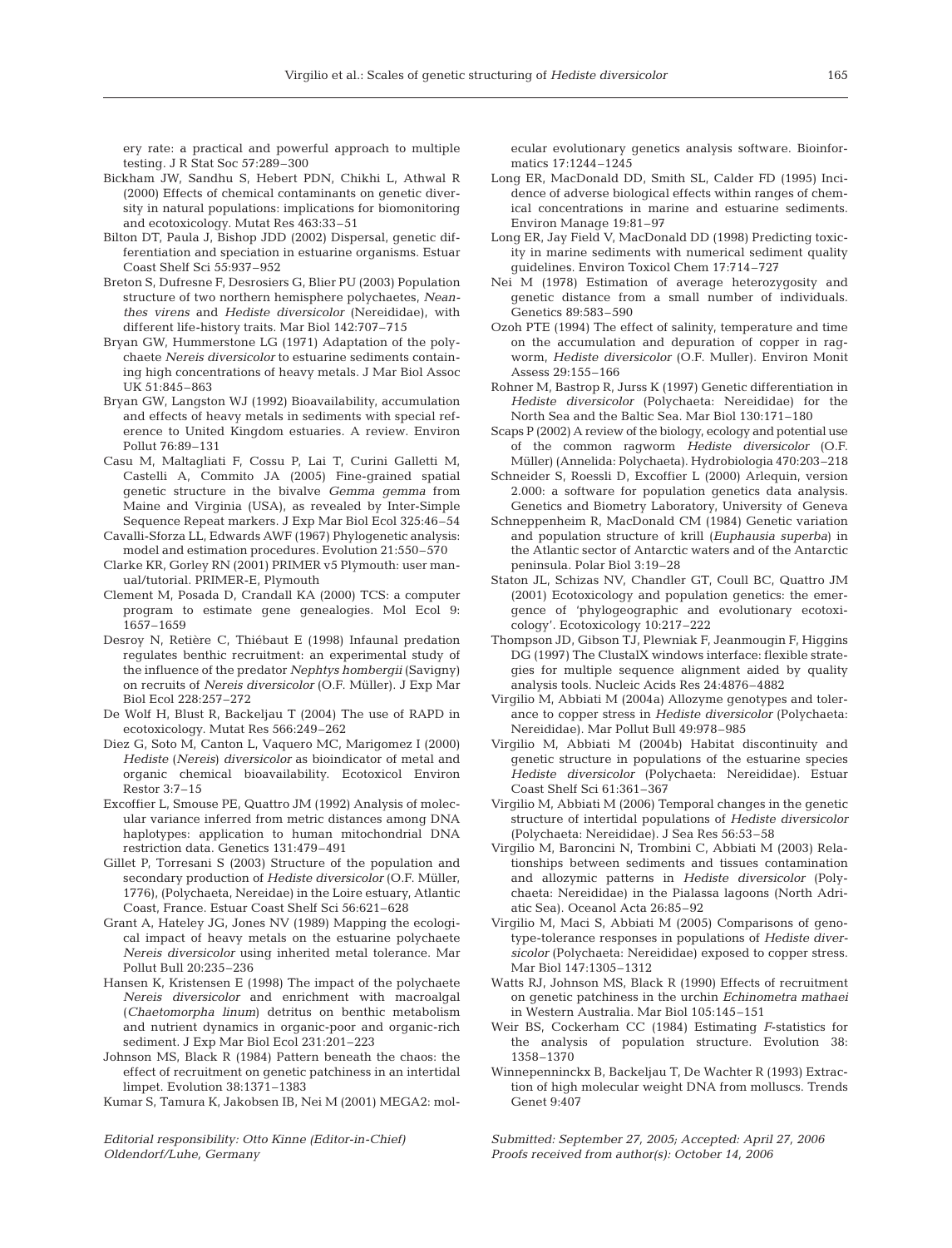ery rate: a practical and powerful approach to multiple testing. J R Stat Soc 57:289–300

Bickham JW, Sandhu S, Hebert PDN, Chikhi L, Athwal R (2000) Effects of chemical contaminants on genetic diversity in natural populations: implications for biomonitoring and ecotoxicology. Mutat Res 463:33–51

Bilton DT, Paula J, Bishop JDD (2002) Dispersal, genetic differentiation and speciation in estuarine organisms. Estuar Coast Shelf Sci 55:937–952

Breton S, Dufresne F, Desrosiers G, Blier PU (2003) Population structure of two northern hemisphere polychaetes, *Neanthes virens* and *Hediste diversicolor* (Nereididae), with different life-history traits. Mar Biol 142:707–715

Bryan GW, Hummerstone LG (1971) Adaptation of the polychaete *Nereis diversicolor* to estuarine sediments containing high concentrations of heavy metals. J Mar Biol Assoc UK 51:845–863

Bryan GW, Langston WJ (1992) Bioavailability, accumulation and effects of heavy metals in sediments with special reference to United Kingdom estuaries. A review. Environ Pollut 76:89–131

Casu M, Maltagliati F, Cossu P, Lai T, Curini Galletti M, Castelli A, Commito JA (2005) Fine-grained spatial genetic structure in the bivalve *Gemma gemma* from Maine and Virginia (USA), as revealed by Inter-Simple Sequence Repeat markers. J Exp Mar Biol Ecol 325:46–54

Cavalli-Sforza LL, Edwards AWF (1967) Phylogenetic analysis: model and estimation procedures. Evolution 21:550–570

Clarke KR, Gorley RN (2001) PRIMER v5 Plymouth: user manual/tutorial. PRIMER-E, Plymouth

Clement M, Posada D, Crandall KA (2000) TCS: a computer program to estimate gene genealogies. Mol Ecol 9: 1657–1659

Desroy N, Retière C, Thiébaut E (1998) Infaunal predation regulates benthic recruitment: an experimental study of the influence of the predator *Nephtys hombergii* (Savigny) on recruits of *Nereis diversicolor* (O.F. Müller). J Exp Mar Biol Ecol 228:257–272

De Wolf H, Blust R, Backeljau T (2004) The use of RAPD in ecotoxicology. Mutat Res 566:249–262

Diez G, Soto M, Canton L, Vaquero MC, Marigomez I (2000) *Hediste* (*Nereis*) *diversicolor* as bioindicator of metal and organic chemical bioavailability. Ecotoxicol Environ Restor 3:7–15

Excoffier L, Smouse PE, Quattro JM (1992) Analysis of molecular variance inferred from metric distances among DNA haplotypes: application to human mitochondrial DNA restriction data. Genetics 131:479–491

Gillet P, Torresani S (2003) Structure of the population and secondary production of *Hediste diversicolor* (O.F. Müller, 1776), (Polychaeta, Nereidae) in the Loire estuary, Atlantic Coast, France. Estuar Coast Shelf Sci 56:621–628

Grant A, Hateley JG, Jones NV (1989) Mapping the ecological impact of heavy metals on the estuarine polychaete *Nereis diversicolor* using inherited metal tolerance. Mar Pollut Bull 20:235–236

Hansen K, Kristensen E (1998) The impact of the polychaete *Nereis diversicolor* and enrichment with macroalgal (*Chaetomorpha linum*) detritus on benthic metabolism and nutrient dynamics in organic-poor and organic-rich sediment. J Exp Mar Biol Ecol 231:201–223

Johnson MS, Black R (1984) Pattern beneath the chaos: the effect of recruitment on genetic patchiness in an intertidal limpet. Evolution 38:1371–1383

Kumar S, Tamura K, Jakobsen IB, Nei M (2001) MEGA2: molecular evolutionary genetics analysis software. Bioinformatics 17:1244–1245

Long ER, MacDonald DD, Smith SL, Calder FD (1995) Incidence of adverse biological effects within ranges of chemical concentrations in marine and estuarine sediments. Environ Manage 19:81–97

Long ER, Jay Field V, MacDonald DD (1998) Predicting toxicity in marine sediments with numerical sediment quality guidelines. Environ Toxicol Chem 17:714–727

Nei M (1978) Estimation of average heterozygosity and genetic distance from a small number of individuals. Genetics 89:583–590

Ozoh PTE (1994) The effect of salinity, temperature and time on the accumulation and depuration of copper in ragworm, *Hediste diversicolor* (O.F. Muller). Environ Monit Assess 29:155–166

Rohner M, Bastrop R, Jurss K (1997) Genetic differentiation in *Hediste diversicolor* (Polychaeta: Nereididae) for the North Sea and the Baltic Sea. Mar Biol 130:171–180

Scaps P (2002) A review of the biology, ecology and potential use of the common ragworm *Hediste diversicolor* (O.F. Müller) (Annelida: Polychaeta). Hydrobiologia 470:203–218

Schneider S, Roessli D, Excoffier L (2000) Arlequin, version 2.000: a software for population genetics data analysis. Genetics and Biometry Laboratory, University of Geneva

Schneppenheim R, MacDonald CM (1984) Genetic variation and population structure of krill (*Euphausia superba*) in the Atlantic sector of Antarctic waters and of the Antarctic peninsula. Polar Biol 3:19–28

Staton JL, Schizas NV, Chandler GT, Coull BC, Quattro JM (2001) Ecotoxicology and population genetics: the emergence of 'phylogeographic and evolutionary ecotoxicology'. Ecotoxicology 10:217–222

Thompson JD, Gibson TJ, Plewniak F, Jeanmougin F, Higgins DG (1997) The ClustalX windows interface: flexible strategies for multiple sequence alignment aided by quality analysis tools. Nucleic Acids Res 24:4876–4882

Virgilio M, Abbiati M (2004a) Allozyme genotypes and tolerance to copper stress in *Hediste diversicolor* (Polychaeta: Nereididae). Mar Pollut Bull 49:978–985

Virgilio M, Abbiati M (2004b) Habitat discontinuity and genetic structure in populations of the estuarine species *Hediste diversicolor* (Polychaeta: Nereididae). Estuar Coast Shelf Sci 61:361–367

Virgilio M, Abbiati M (2006) Temporal changes in the genetic structure of intertidal populations of *Hediste diversicolor* (Polychaeta: Nereididae). J Sea Res 56:53–58

Virgilio M, Baroncini N, Trombini C, Abbiati M (2003) Relationships between sediments and tissues contamination and allozymic patterns in *Hediste diversicolor* (Polychaeta: Nereididae) in the Pialassa lagoons (North Adriatic Sea). Oceanol Acta 26:85–92

Virgilio M, Maci S, Abbiati M (2005) Comparisons of genotype-tolerance responses in populations of *Hediste diversicolor* (Polychaeta: Nereididae) exposed to copper stress. Mar Biol 147:1305–1312

Watts RJ, Johnson MS, Black R (1990) Effects of recruitment on genetic patchiness in the urchin *Echinometra mathaei* in Western Australia. Mar Biol 105:145–151

Weir BS, Cockerham CC (1984) Estimating *F*-statistics for the analysis of population structure. Evolution 38: 1358–1370

Winnepenninckx B, Backeljau T, De Wachter R (1993) Extraction of high molecular weight DNA from molluscs. Trends Genet 9:407

*Editorial responsibility: Otto Kinne (Editor-in-Chief) Oldendorf/Luhe, Germany*

*Submitted: September 27, 2005; Accepted: April 27, 2006*
*Proofs received from author(s): October 14, 2006*